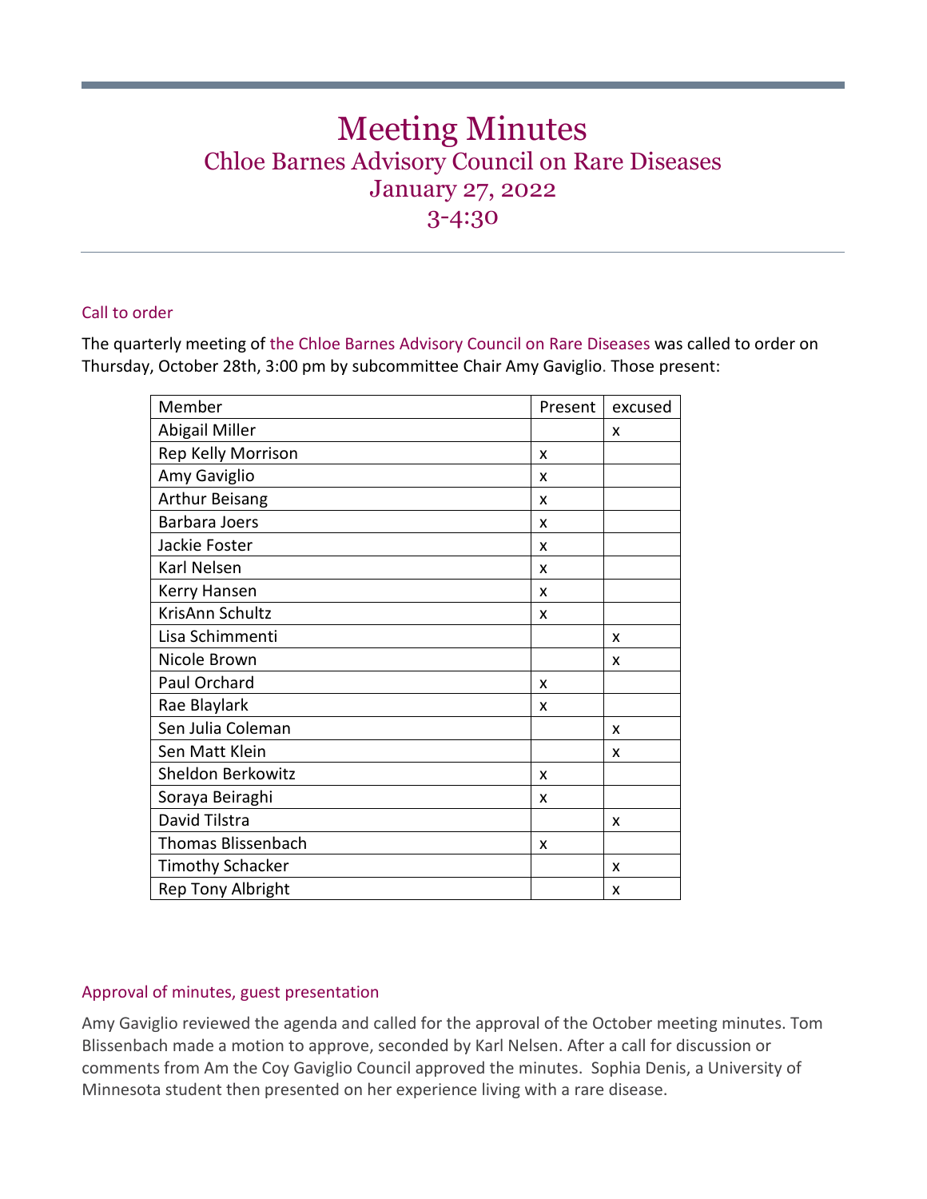# Meeting Minutes

## Chloe Barnes Advisory Council on Rare Diseases

## January 27, 2022

## 3-4:30

### Call to order

The quarterly meeting of the Chloe Barnes Advisory Council on Rare Diseases was called to order on Thursday, October 28th, 3:00 pm by subcommittee Chair Amy Gaviglio. Those present:

| Member | Present | excused |
|---|---|---|
| Abigail Miller | | x |
| Rep Kelly Morrison | x | |
| Amy Gaviglio | x | |
| Arthur Beisang | x | |
| Barbara Joers | x | |
| Jackie Foster | x | |
| Karl Nelsen | x | |
| Kerry Hansen | x | |
| KrisAnn Schultz | x | |
| Lisa Schimmenti | | x |
| Nicole Brown | | x |
| Paul Orchard | x | |
| Rae Blaylark | x | |
| Sen Julia Coleman | | x |
| Sen Matt Klein | | x |
| Sheldon Berkowitz | x | |
| Soraya Beiraghi | x | |
| David Tilstra | | x |
| Thomas Blissenbach | x | |
| Timothy Schacker | | x |
| Rep Tony Albright | | x |

### Approval of minutes, guest presentation

Amy Gaviglio reviewed the agenda and called for the approval of the October meeting minutes. Tom Blissenbach made a motion to approve, seconded by Karl Nelsen. After a call for discussion or comments from Am the Coy Gaviglio Council approved the minutes. Sophia Denis, a University of Minnesota student then presented on her experience living with a rare disease.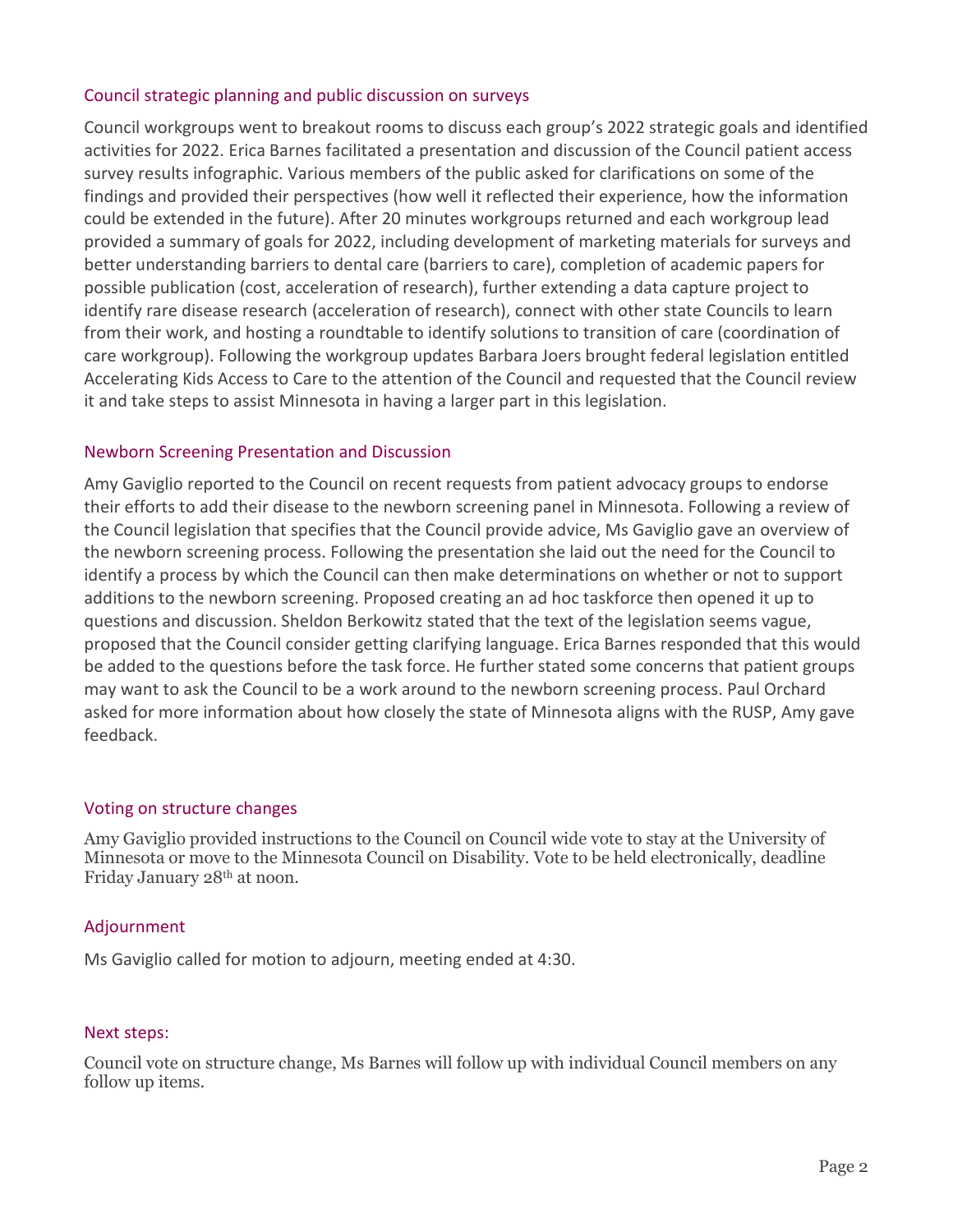## Council strategic planning and public discussion on surveys

Council workgroups went to breakout rooms to discuss each group's 2022 strategic goals and identified activities for 2022. Erica Barnes facilitated a presentation and discussion of the Council patient access survey results infographic. Various members of the public asked for clarifications on some of the findings and provided their perspectives (how well it reflected their experience, how the information could be extended in the future). After 20 minutes workgroups returned and each workgroup lead provided a summary of goals for 2022, including development of marketing materials for surveys and better understanding barriers to dental care (barriers to care), completion of academic papers for possible publication (cost, acceleration of research), further extending a data capture project to identify rare disease research (acceleration of research), connect with other state Councils to learn from their work, and hosting a roundtable to identify solutions to transition of care (coordination of care workgroup). Following the workgroup updates Barbara Joers brought federal legislation entitled Accelerating Kids Access to Care to the attention of the Council and requested that the Council review it and take steps to assist Minnesota in having a larger part in this legislation.

## Newborn Screening Presentation and Discussion

Amy Gaviglio reported to the Council on recent requests from patient advocacy groups to endorse their efforts to add their disease to the newborn screening panel in Minnesota. Following a review of the Council legislation that specifies that the Council provide advice, Ms Gaviglio gave an overview of the newborn screening process. Following the presentation she laid out the need for the Council to identify a process by which the Council can then make determinations on whether or not to support additions to the newborn screening. Proposed creating an ad hoc taskforce then opened it up to questions and discussion. Sheldon Berkowitz stated that the text of the legislation seems vague, proposed that the Council consider getting clarifying language. Erica Barnes responded that this would be added to the questions before the task force. He further stated some concerns that patient groups may want to ask the Council to be a work around to the newborn screening process. Paul Orchard asked for more information about how closely the state of Minnesota aligns with the RUSP, Amy gave feedback.

## Voting on structure changes

Amy Gaviglio provided instructions to the Council on Council wide vote to stay at the University of Minnesota or move to the Minnesota Council on Disability. Vote to be held electronically, deadline Friday January 28th at noon.

## Adjournment

Ms Gaviglio called for motion to adjourn, meeting ended at 4:30.

## Next steps:

Council vote on structure change, Ms Barnes will follow up with individual Council members on any follow up items.